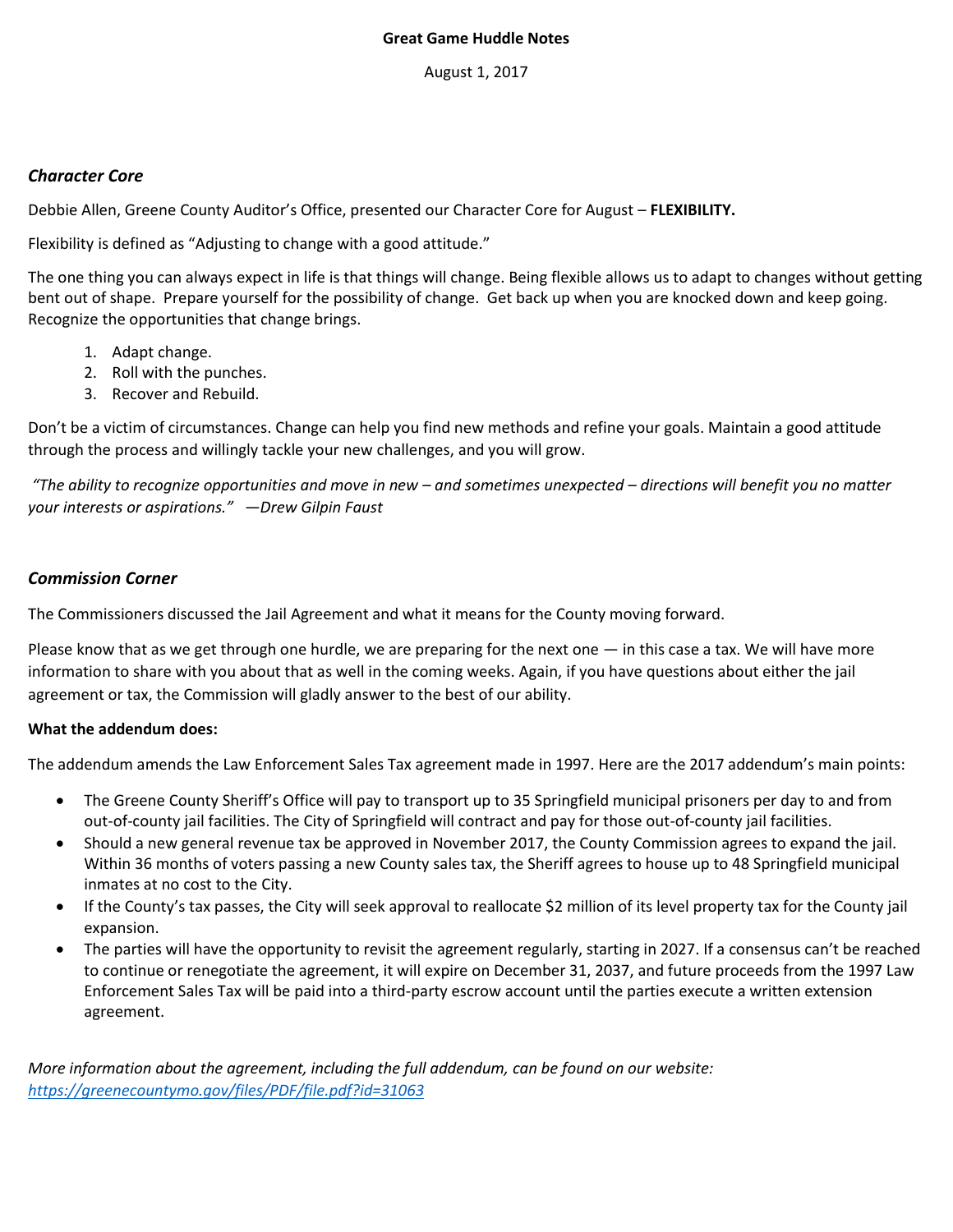**Great Game Huddle Notes**

August 1, 2017

### *Character Core*

Debbie Allen, Greene County Auditor's Office, presented our Character Core for August – **FLEXIBILITY.**

Flexibility is defined as "Adjusting to change with a good attitude."

The one thing you can always expect in life is that things will change. Being flexible allows us to adapt to changes without getting bent out of shape. Prepare yourself for the possibility of change. Get back up when you are knocked down and keep going. Recognize the opportunities that change brings.

1. Adapt change.
2. Roll with the punches.
3. Recover and Rebuild.

Don't be a victim of circumstances. Change can help you find new methods and refine your goals. Maintain a good attitude through the process and willingly tackle your new challenges, and you will grow.

*"The ability to recognize opportunities and move in new – and sometimes unexpected – directions will benefit you no matter your interests or aspirations." —Drew Gilpin Faust*

### *Commission Corner*

The Commissioners discussed the Jail Agreement and what it means for the County moving forward.

Please know that as we get through one hurdle, we are preparing for the next one — in this case a tax. We will have more information to share with you about that as well in the coming weeks. Again, if you have questions about either the jail agreement or tax, the Commission will gladly answer to the best of our ability.

**What the addendum does:**

The addendum amends the Law Enforcement Sales Tax agreement made in 1997. Here are the 2017 addendum's main points:

- The Greene County Sheriff's Office will pay to transport up to 35 Springfield municipal prisoners per day to and from out-of-county jail facilities. The City of Springfield will contract and pay for those out-of-county jail facilities.
- Should a new general revenue tax be approved in November 2017, the County Commission agrees to expand the jail. Within 36 months of voters passing a new County sales tax, the Sheriff agrees to house up to 48 Springfield municipal inmates at no cost to the City.
- If the County's tax passes, the City will seek approval to reallocate $2 million of its level property tax for the County jail expansion.
- The parties will have the opportunity to revisit the agreement regularly, starting in 2027. If a consensus can't be reached to continue or renegotiate the agreement, it will expire on December 31, 2037, and future proceeds from the 1997 Law Enforcement Sales Tax will be paid into a third-party escrow account until the parties execute a written extension agreement.

*More information about the agreement, including the full addendum, can be found on our website: [https://greenecountymo.gov/files/PDF/file.pdf?id=31063](https://greenecountymo.gov/files/PDF/file.pdf?id=31063)*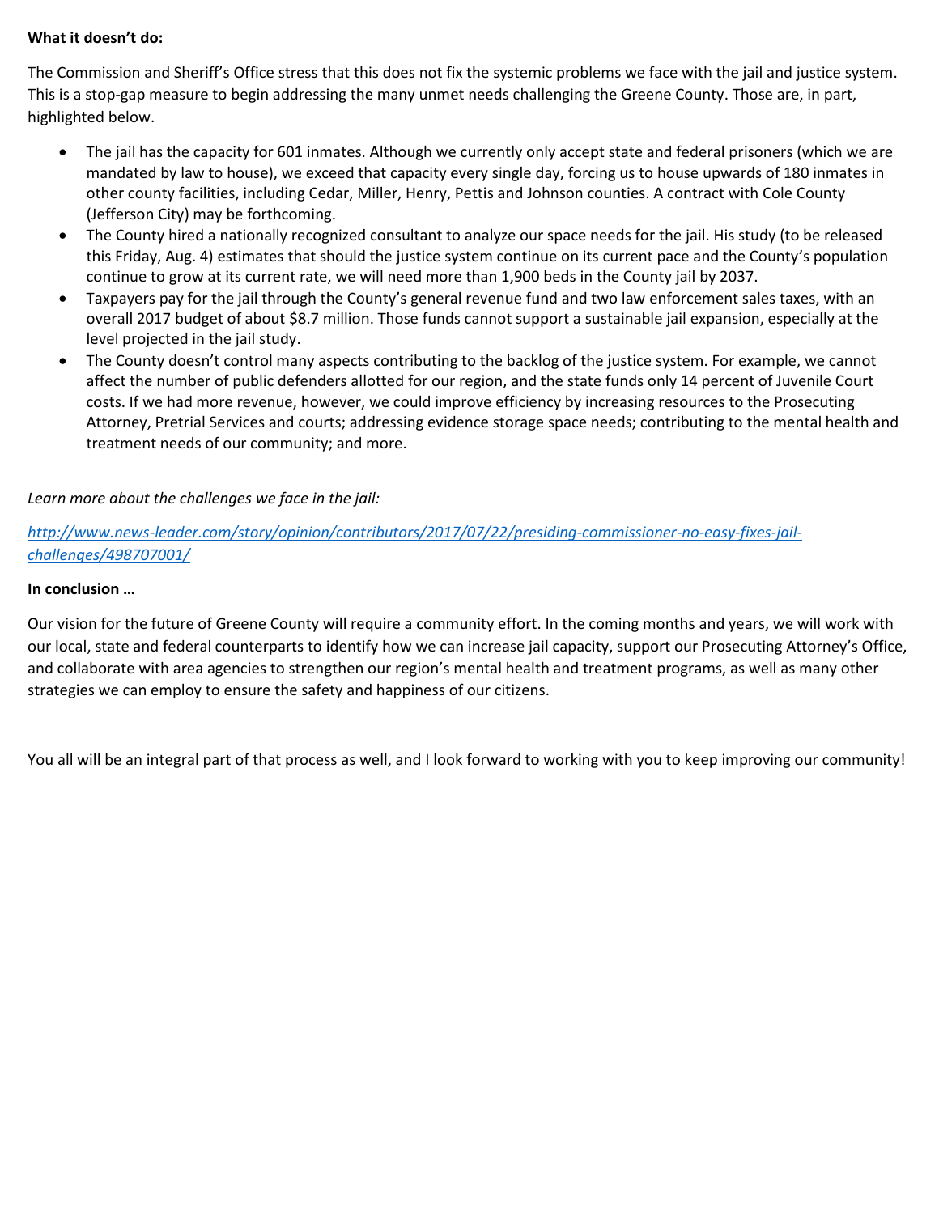**What it doesn't do:**

The Commission and Sheriff's Office stress that this does not fix the systemic problems we face with the jail and justice system. This is a stop-gap measure to begin addressing the many unmet needs challenging the Greene County. Those are, in part, highlighted below.

- The jail has the capacity for 601 inmates. Although we currently only accept state and federal prisoners (which we are mandated by law to house), we exceed that capacity every single day, forcing us to house upwards of 180 inmates in other county facilities, including Cedar, Miller, Henry, Pettis and Johnson counties. A contract with Cole County (Jefferson City) may be forthcoming.
- The County hired a nationally recognized consultant to analyze our space needs for the jail. His study (to be released this Friday, Aug. 4) estimates that should the justice system continue on its current pace and the County's population continue to grow at its current rate, we will need more than 1,900 beds in the County jail by 2037.
- Taxpayers pay for the jail through the County's general revenue fund and two law enforcement sales taxes, with an overall 2017 budget of about $8.7 million. Those funds cannot support a sustainable jail expansion, especially at the level projected in the jail study.
- The County doesn't control many aspects contributing to the backlog of the justice system. For example, we cannot affect the number of public defenders allotted for our region, and the state funds only 14 percent of Juvenile Court costs. If we had more revenue, however, we could improve efficiency by increasing resources to the Prosecuting Attorney, Pretrial Services and courts; addressing evidence storage space needs; contributing to the mental health and treatment needs of our community; and more.

*Learn more about the challenges we face in the jail:*

*[http://www.news-leader.com/story/opinion/contributors/2017/07/22/presiding-commissioner-no-easy-fixes-jail-challenges/498707001/](http://www.news-leader.com/story/opinion/contributors/2017/07/22/presiding-commissioner-no-easy-fixes-jail-challenges/498707001/)*

**In conclusion …**

Our vision for the future of Greene County will require a community effort. In the coming months and years, we will work with our local, state and federal counterparts to identify how we can increase jail capacity, support our Prosecuting Attorney's Office, and collaborate with area agencies to strengthen our region's mental health and treatment programs, as well as many other strategies we can employ to ensure the safety and happiness of our citizens.

You all will be an integral part of that process as well, and I look forward to working with you to keep improving our community!